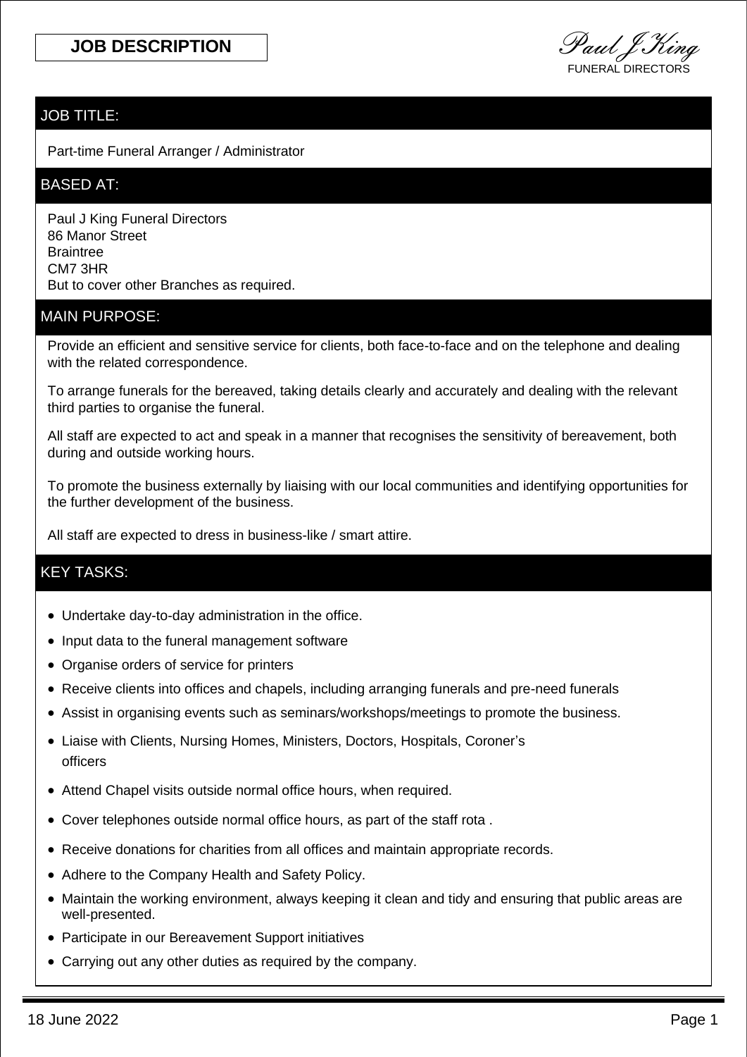# JOB DESCRIPTION

*Paul J King*
FUNERAL DIRECTORS

## JOB TITLE:

Part-time Funeral Arranger / Administrator

## BASED AT:

Paul J King Funeral Directors
86 Manor Street
Braintree
CM7 3HR
But to cover other Branches as required.

## MAIN PURPOSE:

Provide an efficient and sensitive service for clients, both face-to-face and on the telephone and dealing with the related correspondence.

To arrange funerals for the bereaved, taking details clearly and accurately and dealing with the relevant third parties to organise the funeral.

All staff are expected to act and speak in a manner that recognises the sensitivity of bereavement, both during and outside working hours.

To promote the business externally by liaising with our local communities and identifying opportunities for the further development of the business.

All staff are expected to dress in business-like / smart attire.

## KEY TASKS:

- Undertake day-to-day administration in the office.
- Input data to the funeral management software
- Organise orders of service for printers
- Receive clients into offices and chapels, including arranging funerals and pre-need funerals
- Assist in organising events such as seminars/workshops/meetings to promote the business.
- Liaise with Clients, Nursing Homes, Ministers, Doctors, Hospitals, Coroner's officers
- Attend Chapel visits outside normal office hours, when required.
- Cover telephones outside normal office hours, as part of the staff rota .
- Receive donations for charities from all offices and maintain appropriate records.
- Adhere to the Company Health and Safety Policy.
- Maintain the working environment, always keeping it clean and tidy and ensuring that public areas are well-presented.
- Participate in our Bereavement Support initiatives
- Carrying out any other duties as required by the company.

18 June 2022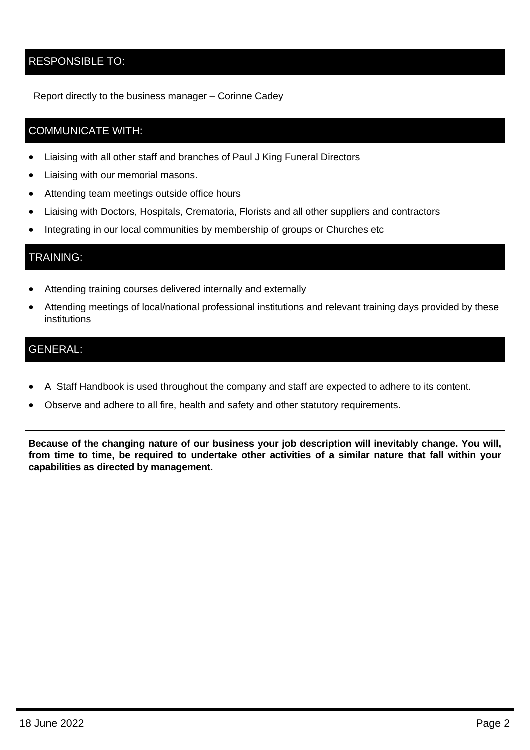## RESPONSIBLE TO:

Report directly to the business manager – Corinne Cadey

## COMMUNICATE WITH:

- Liaising with all other staff and branches of Paul J King Funeral Directors
- Liaising with our memorial masons.
- Attending team meetings outside office hours
- Liaising with Doctors, Hospitals, Crematoria, Florists and all other suppliers and contractors
- Integrating in our local communities by membership of groups or Churches etc

## TRAINING:

- Attending training courses delivered internally and externally
- Attending meetings of local/national professional institutions and relevant training days provided by these institutions

## GENERAL:

- A Staff Handbook is used throughout the company and staff are expected to adhere to its content.
- Observe and adhere to all fire, health and safety and other statutory requirements.

**Because of the changing nature of our business your job description will inevitably change. You will, from time to time, be required to undertake other activities of a similar nature that fall within your capabilities as directed by management.**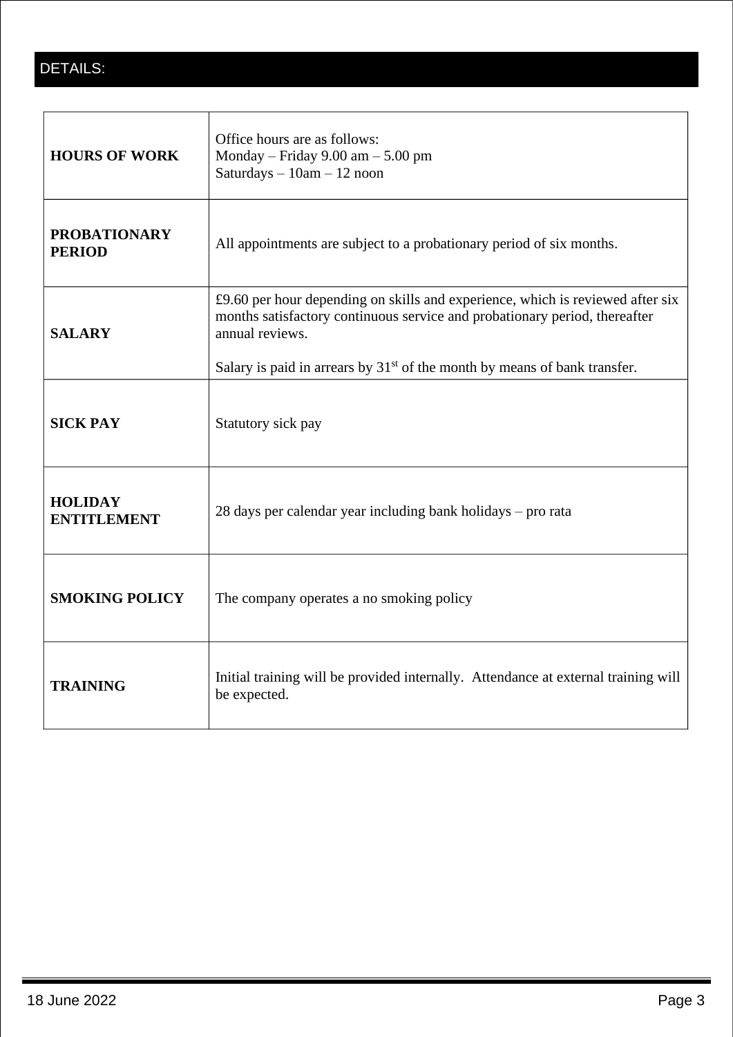## DETAILS:

| | |
|---|---|
| **HOURS OF WORK** | Office hours are as follows:<br>Monday – Friday 9.00 am – 5.00 pm<br>Saturdays – 10am – 12 noon |
| **PROBATIONARY PERIOD** | All appointments are subject to a probationary period of six months. |
| **SALARY** | £9.60 per hour depending on skills and experience, which is reviewed after six months satisfactory continuous service and probationary period, thereafter annual reviews.<br><br>Salary is paid in arrears by 31st of the month by means of bank transfer. |
| **SICK PAY** | Statutory sick pay |
| **HOLIDAY ENTITLEMENT** | 28 days per calendar year including bank holidays – pro rata |
| **SMOKING POLICY** | The company operates a no smoking policy |
| **TRAINING** | Initial training will be provided internally. Attendance at external training will be expected. |